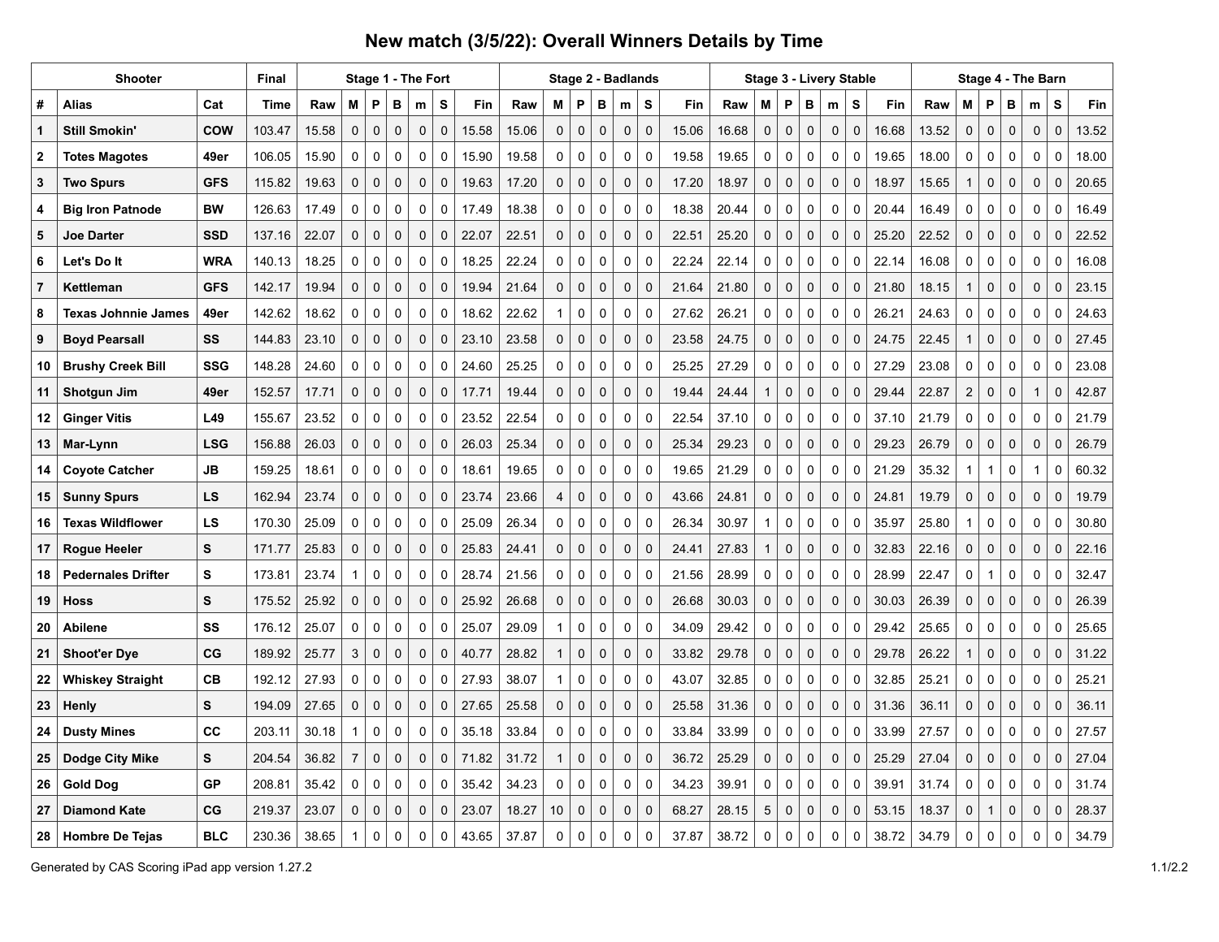# New match (3/5/22): Overall Winners Details by Time

| Shooter | | | Final | Stage 1 - The Fort | | | | | | | Stage 2 - Badlands | | | | | | | Stage 3 - Livery Stable | | | | | | | Stage 4 - The Barn | | | | | | |
|---|---|---|---|---|---|---|---|---|---|---|---|---|---|---|---|---|---|---|---|---|---|---|---|---|---|---|---|---|---|---|---|
| # | Alias | Cat | Time | Raw | M | P | B | m | S | Fin | Raw | M | P | B | m | S | Fin | Raw | M | P | B | m | S | Fin | Raw | M | P | B | m | S | Fin |
| 1 | Still Smokin' | COW | 103.47 | 15.58 | 0 | 0 | 0 | 0 | 0 | 15.58 | 15.06 | 0 | 0 | 0 | 0 | 0 | 15.06 | 16.68 | 0 | 0 | 0 | 0 | 0 | 16.68 | 13.52 | 0 | 0 | 0 | 0 | 0 | 13.52 |
| 2 | Totes Magotes | 49er | 106.05 | 15.90 | 0 | 0 | 0 | 0 | 0 | 15.90 | 19.58 | 0 | 0 | 0 | 0 | 0 | 19.58 | 19.65 | 0 | 0 | 0 | 0 | 0 | 19.65 | 18.00 | 0 | 0 | 0 | 0 | 0 | 18.00 |
| 3 | Two Spurs | GFS | 115.82 | 19.63 | 0 | 0 | 0 | 0 | 0 | 19.63 | 17.20 | 0 | 0 | 0 | 0 | 0 | 17.20 | 18.97 | 0 | 0 | 0 | 0 | 0 | 18.97 | 15.65 | 1 | 0 | 0 | 0 | 0 | 20.65 |
| 4 | Big Iron Patnode | BW | 126.63 | 17.49 | 0 | 0 | 0 | 0 | 0 | 17.49 | 18.38 | 0 | 0 | 0 | 0 | 0 | 18.38 | 20.44 | 0 | 0 | 0 | 0 | 0 | 20.44 | 16.49 | 0 | 0 | 0 | 0 | 0 | 16.49 |
| 5 | Joe Darter | SSD | 137.16 | 22.07 | 0 | 0 | 0 | 0 | 0 | 22.07 | 22.51 | 0 | 0 | 0 | 0 | 0 | 22.51 | 25.20 | 0 | 0 | 0 | 0 | 0 | 25.20 | 22.52 | 0 | 0 | 0 | 0 | 0 | 22.52 |
| 6 | Let's Do It | WRA | 140.13 | 18.25 | 0 | 0 | 0 | 0 | 0 | 18.25 | 22.24 | 0 | 0 | 0 | 0 | 0 | 22.24 | 22.14 | 0 | 0 | 0 | 0 | 0 | 22.14 | 16.08 | 0 | 0 | 0 | 0 | 0 | 16.08 |
| 7 | Kettleman | GFS | 142.17 | 19.94 | 0 | 0 | 0 | 0 | 0 | 19.94 | 21.64 | 0 | 0 | 0 | 0 | 0 | 21.64 | 21.80 | 0 | 0 | 0 | 0 | 0 | 21.80 | 18.15 | 1 | 0 | 0 | 0 | 0 | 23.15 |
| 8 | Texas Johnnie James | 49er | 142.62 | 18.62 | 0 | 0 | 0 | 0 | 0 | 18.62 | 22.62 | 1 | 0 | 0 | 0 | 0 | 27.62 | 26.21 | 0 | 0 | 0 | 0 | 0 | 26.21 | 24.63 | 0 | 0 | 0 | 0 | 0 | 24.63 |
| 9 | Boyd Pearsall | SS | 144.83 | 23.10 | 0 | 0 | 0 | 0 | 0 | 23.10 | 23.58 | 0 | 0 | 0 | 0 | 0 | 23.58 | 24.75 | 0 | 0 | 0 | 0 | 0 | 24.75 | 22.45 | 1 | 0 | 0 | 0 | 0 | 27.45 |
| 10 | Brushy Creek Bill | SSG | 148.28 | 24.60 | 0 | 0 | 0 | 0 | 0 | 24.60 | 25.25 | 0 | 0 | 0 | 0 | 0 | 25.25 | 27.29 | 0 | 0 | 0 | 0 | 0 | 27.29 | 23.08 | 0 | 0 | 0 | 0 | 0 | 23.08 |
| 11 | Shotgun Jim | 49er | 152.57 | 17.71 | 0 | 0 | 0 | 0 | 0 | 17.71 | 19.44 | 0 | 0 | 0 | 0 | 0 | 19.44 | 24.44 | 1 | 0 | 0 | 0 | 0 | 29.44 | 22.87 | 2 | 0 | 0 | 1 | 0 | 42.87 |
| 12 | Ginger Vitis | L49 | 155.67 | 23.52 | 0 | 0 | 0 | 0 | 0 | 23.52 | 22.54 | 0 | 0 | 0 | 0 | 0 | 22.54 | 37.10 | 0 | 0 | 0 | 0 | 0 | 37.10 | 21.79 | 0 | 0 | 0 | 0 | 0 | 21.79 |
| 13 | Mar-Lynn | LSG | 156.88 | 26.03 | 0 | 0 | 0 | 0 | 0 | 26.03 | 25.34 | 0 | 0 | 0 | 0 | 0 | 25.34 | 29.23 | 0 | 0 | 0 | 0 | 0 | 29.23 | 26.79 | 0 | 0 | 0 | 0 | 0 | 26.79 |
| 14 | Coyote Catcher | JB | 159.25 | 18.61 | 0 | 0 | 0 | 0 | 0 | 18.61 | 19.65 | 0 | 0 | 0 | 0 | 0 | 19.65 | 21.29 | 0 | 0 | 0 | 0 | 0 | 21.29 | 35.32 | 1 | 1 | 0 | 1 | 0 | 60.32 |
| 15 | Sunny Spurs | LS | 162.94 | 23.74 | 0 | 0 | 0 | 0 | 0 | 23.74 | 23.66 | 4 | 0 | 0 | 0 | 0 | 43.66 | 24.81 | 0 | 0 | 0 | 0 | 0 | 24.81 | 19.79 | 0 | 0 | 0 | 0 | 0 | 19.79 |
| 16 | Texas Wildflower | LS | 170.30 | 25.09 | 0 | 0 | 0 | 0 | 0 | 25.09 | 26.34 | 0 | 0 | 0 | 0 | 0 | 26.34 | 30.97 | 1 | 0 | 0 | 0 | 0 | 35.97 | 25.80 | 1 | 0 | 0 | 0 | 0 | 30.80 |
| 17 | Rogue Heeler | S | 171.77 | 25.83 | 0 | 0 | 0 | 0 | 0 | 25.83 | 24.41 | 0 | 0 | 0 | 0 | 0 | 24.41 | 27.83 | 1 | 0 | 0 | 0 | 0 | 32.83 | 22.16 | 0 | 0 | 0 | 0 | 0 | 22.16 |
| 18 | Pedernales Drifter | S | 173.81 | 23.74 | 1 | 0 | 0 | 0 | 0 | 28.74 | 21.56 | 0 | 0 | 0 | 0 | 0 | 21.56 | 28.99 | 0 | 0 | 0 | 0 | 0 | 28.99 | 22.47 | 0 | 1 | 0 | 0 | 0 | 32.47 |
| 19 | Hoss | S | 175.52 | 25.92 | 0 | 0 | 0 | 0 | 0 | 25.92 | 26.68 | 0 | 0 | 0 | 0 | 0 | 26.68 | 30.03 | 0 | 0 | 0 | 0 | 0 | 30.03 | 26.39 | 0 | 0 | 0 | 0 | 0 | 26.39 |
| 20 | Abilene | SS | 176.12 | 25.07 | 0 | 0 | 0 | 0 | 0 | 25.07 | 29.09 | 1 | 0 | 0 | 0 | 0 | 34.09 | 29.42 | 0 | 0 | 0 | 0 | 0 | 29.42 | 25.65 | 0 | 0 | 0 | 0 | 0 | 25.65 |
| 21 | Shoot'er Dye | CG | 189.92 | 25.77 | 3 | 0 | 0 | 0 | 0 | 40.77 | 28.82 | 1 | 0 | 0 | 0 | 0 | 33.82 | 29.78 | 0 | 0 | 0 | 0 | 0 | 29.78 | 26.22 | 1 | 0 | 0 | 0 | 0 | 31.22 |
| 22 | Whiskey Straight | CB | 192.12 | 27.93 | 0 | 0 | 0 | 0 | 0 | 27.93 | 38.07 | 1 | 0 | 0 | 0 | 0 | 43.07 | 32.85 | 0 | 0 | 0 | 0 | 0 | 32.85 | 25.21 | 0 | 0 | 0 | 0 | 0 | 25.21 |
| 23 | Henly | S | 194.09 | 27.65 | 0 | 0 | 0 | 0 | 0 | 27.65 | 25.58 | 0 | 0 | 0 | 0 | 0 | 25.58 | 31.36 | 0 | 0 | 0 | 0 | 0 | 31.36 | 36.11 | 0 | 0 | 0 | 0 | 0 | 36.11 |
| 24 | Dusty Mines | CC | 203.11 | 30.18 | 1 | 0 | 0 | 0 | 0 | 35.18 | 33.84 | 0 | 0 | 0 | 0 | 0 | 33.84 | 33.99 | 0 | 0 | 0 | 0 | 0 | 33.99 | 27.57 | 0 | 0 | 0 | 0 | 0 | 27.57 |
| 25 | Dodge City Mike | S | 204.54 | 36.82 | 7 | 0 | 0 | 0 | 0 | 71.82 | 31.72 | 1 | 0 | 0 | 0 | 0 | 36.72 | 25.29 | 0 | 0 | 0 | 0 | 0 | 25.29 | 27.04 | 0 | 0 | 0 | 0 | 0 | 27.04 |
| 26 | Gold Dog | GP | 208.81 | 35.42 | 0 | 0 | 0 | 0 | 0 | 35.42 | 34.23 | 0 | 0 | 0 | 0 | 0 | 34.23 | 39.91 | 0 | 0 | 0 | 0 | 0 | 39.91 | 31.74 | 0 | 0 | 0 | 0 | 0 | 31.74 |
| 27 | Diamond Kate | CG | 219.37 | 23.07 | 0 | 0 | 0 | 0 | 0 | 23.07 | 18.27 | 10 | 0 | 0 | 0 | 0 | 68.27 | 28.15 | 5 | 0 | 0 | 0 | 0 | 53.15 | 18.37 | 0 | 1 | 0 | 0 | 0 | 28.37 |
| 28 | Hombre De Tejas | BLC | 230.36 | 38.65 | 1 | 0 | 0 | 0 | 0 | 43.65 | 37.87 | 0 | 0 | 0 | 0 | 0 | 37.87 | 38.72 | 0 | 0 | 0 | 0 | 0 | 38.72 | 34.79 | 0 | 0 | 0 | 0 | 0 | 34.79 |

Generated by CAS Scoring iPad app version 1.27.2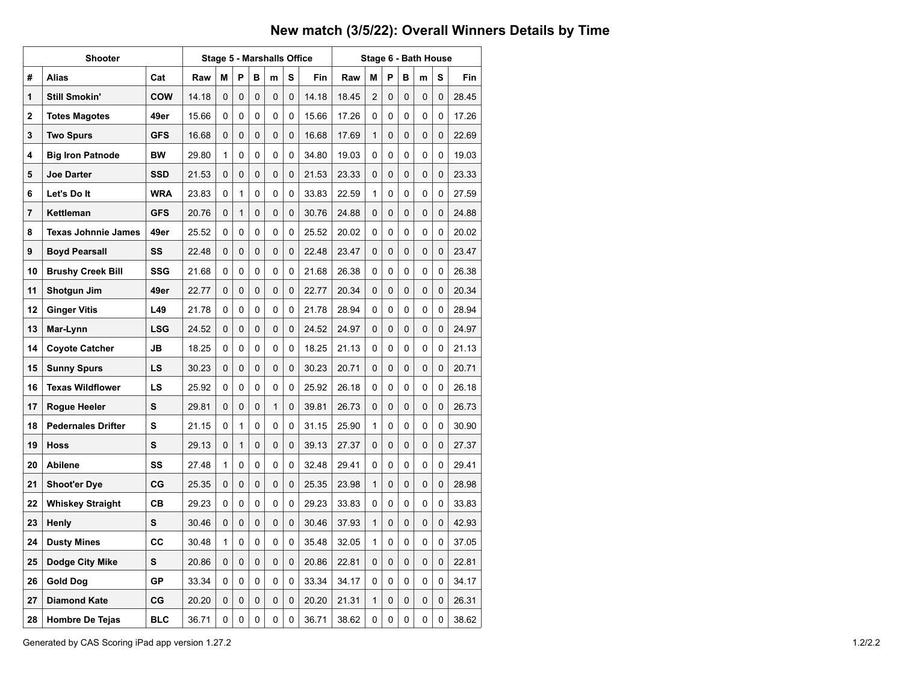# New match (3/5/22): Overall Winners Details by Time

| Shooter | | | Stage 5 - Marshalls Office | | | | | | | Stage 6 - Bath House | | | | | | |
|---|---|---|---|---|---|---|---|---|---|---|---|---|---|---|---|---|
| # | Alias | Cat | Raw | M | P | B | m | S | Fin | Raw | M | P | B | m | S | Fin |
| 1 | **Still Smokin'** | **COW** | 14.18 | 0 | 0 | 0 | 0 | 0 | 14.18 | 18.45 | 2 | 0 | 0 | 0 | 0 | 28.45 |
| 2 | **Totes Magotes** | **49er** | 15.66 | 0 | 0 | 0 | 0 | 0 | 15.66 | 17.26 | 0 | 0 | 0 | 0 | 0 | 17.26 |
| 3 | **Two Spurs** | **GFS** | 16.68 | 0 | 0 | 0 | 0 | 0 | 16.68 | 17.69 | 1 | 0 | 0 | 0 | 0 | 22.69 |
| 4 | **Big Iron Patnode** | **BW** | 29.80 | 1 | 0 | 0 | 0 | 0 | 34.80 | 19.03 | 0 | 0 | 0 | 0 | 0 | 19.03 |
| 5 | **Joe Darter** | **SSD** | 21.53 | 0 | 0 | 0 | 0 | 0 | 21.53 | 23.33 | 0 | 0 | 0 | 0 | 0 | 23.33 |
| 6 | **Let's Do It** | **WRA** | 23.83 | 0 | 1 | 0 | 0 | 0 | 33.83 | 22.59 | 1 | 0 | 0 | 0 | 0 | 27.59 |
| 7 | **Kettleman** | **GFS** | 20.76 | 0 | 1 | 0 | 0 | 0 | 30.76 | 24.88 | 0 | 0 | 0 | 0 | 0 | 24.88 |
| 8 | **Texas Johnnie James** | **49er** | 25.52 | 0 | 0 | 0 | 0 | 0 | 25.52 | 20.02 | 0 | 0 | 0 | 0 | 0 | 20.02 |
| 9 | **Boyd Pearsall** | **SS** | 22.48 | 0 | 0 | 0 | 0 | 0 | 22.48 | 23.47 | 0 | 0 | 0 | 0 | 0 | 23.47 |
| 10 | **Brushy Creek Bill** | **SSG** | 21.68 | 0 | 0 | 0 | 0 | 0 | 21.68 | 26.38 | 0 | 0 | 0 | 0 | 0 | 26.38 |
| 11 | **Shotgun Jim** | **49er** | 22.77 | 0 | 0 | 0 | 0 | 0 | 22.77 | 20.34 | 0 | 0 | 0 | 0 | 0 | 20.34 |
| 12 | **Ginger Vitis** | **L49** | 21.78 | 0 | 0 | 0 | 0 | 0 | 21.78 | 28.94 | 0 | 0 | 0 | 0 | 0 | 28.94 |
| 13 | **Mar-Lynn** | **LSG** | 24.52 | 0 | 0 | 0 | 0 | 0 | 24.52 | 24.97 | 0 | 0 | 0 | 0 | 0 | 24.97 |
| 14 | **Coyote Catcher** | **JB** | 18.25 | 0 | 0 | 0 | 0 | 0 | 18.25 | 21.13 | 0 | 0 | 0 | 0 | 0 | 21.13 |
| 15 | **Sunny Spurs** | **LS** | 30.23 | 0 | 0 | 0 | 0 | 0 | 30.23 | 20.71 | 0 | 0 | 0 | 0 | 0 | 20.71 |
| 16 | **Texas Wildflower** | **LS** | 25.92 | 0 | 0 | 0 | 0 | 0 | 25.92 | 26.18 | 0 | 0 | 0 | 0 | 0 | 26.18 |
| 17 | **Rogue Heeler** | **S** | 29.81 | 0 | 0 | 0 | 1 | 0 | 39.81 | 26.73 | 0 | 0 | 0 | 0 | 0 | 26.73 |
| 18 | **Pedernales Drifter** | **S** | 21.15 | 0 | 1 | 0 | 0 | 0 | 31.15 | 25.90 | 1 | 0 | 0 | 0 | 0 | 30.90 |
| 19 | **Hoss** | **S** | 29.13 | 0 | 1 | 0 | 0 | 0 | 39.13 | 27.37 | 0 | 0 | 0 | 0 | 0 | 27.37 |
| 20 | **Abilene** | **SS** | 27.48 | 1 | 0 | 0 | 0 | 0 | 32.48 | 29.41 | 0 | 0 | 0 | 0 | 0 | 29.41 |
| 21 | **Shoot'er Dye** | **CG** | 25.35 | 0 | 0 | 0 | 0 | 0 | 25.35 | 23.98 | 1 | 0 | 0 | 0 | 0 | 28.98 |
| 22 | **Whiskey Straight** | **CB** | 29.23 | 0 | 0 | 0 | 0 | 0 | 29.23 | 33.83 | 0 | 0 | 0 | 0 | 0 | 33.83 |
| 23 | **Henly** | **S** | 30.46 | 0 | 0 | 0 | 0 | 0 | 30.46 | 37.93 | 1 | 0 | 0 | 0 | 0 | 42.93 |
| 24 | **Dusty Mines** | **CC** | 30.48 | 1 | 0 | 0 | 0 | 0 | 35.48 | 32.05 | 1 | 0 | 0 | 0 | 0 | 37.05 |
| 25 | **Dodge City Mike** | **S** | 20.86 | 0 | 0 | 0 | 0 | 0 | 20.86 | 22.81 | 0 | 0 | 0 | 0 | 0 | 22.81 |
| 26 | **Gold Dog** | **GP** | 33.34 | 0 | 0 | 0 | 0 | 0 | 33.34 | 34.17 | 0 | 0 | 0 | 0 | 0 | 34.17 |
| 27 | **Diamond Kate** | **CG** | 20.20 | 0 | 0 | 0 | 0 | 0 | 20.20 | 21.31 | 1 | 0 | 0 | 0 | 0 | 26.31 |
| 28 | **Hombre De Tejas** | **BLC** | 36.71 | 0 | 0 | 0 | 0 | 0 | 36.71 | 38.62 | 0 | 0 | 0 | 0 | 0 | 38.62 |

Generated by CAS Scoring iPad app version 1.27.2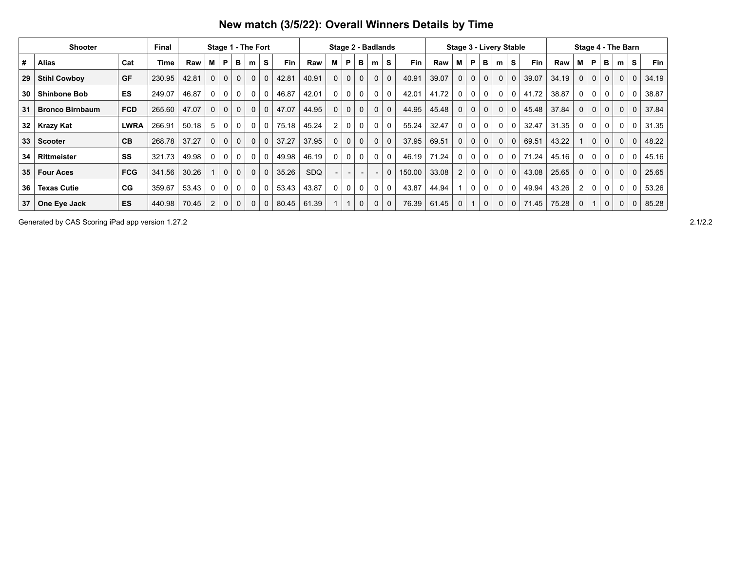## New match (3/5/22): Overall Winners Details by Time

| Shooter | | | Final | Stage 1 - The Fort | | | | | | | Stage 2 - Badlands | | | | | | | Stage 3 - Livery Stable | | | | | | | Stage 4 - The Barn | | | | | | |
|---|---|---|---|---|---|---|---|---|---|---|---|---|---|---|---|---|---|---|---|---|---|---|---|---|---|---|---|---|---|---|---|
| # | Alias | Cat | Time | Raw | M | P | B | m | S | Fin | Raw | M | P | B | m | S | Fin | Raw | M | P | B | m | S | Fin | Raw | M | P | B | m | S | Fin |
| 29 | Stihl Cowboy | GF | 230.95 | 42.81 | 0 | 0 | 0 | 0 | 0 | 42.81 | 40.91 | 0 | 0 | 0 | 0 | 0 | 40.91 | 39.07 | 0 | 0 | 0 | 0 | 0 | 39.07 | 34.19 | 0 | 0 | 0 | 0 | 0 | 34.19 |
| 30 | Shinbone Bob | ES | 249.07 | 46.87 | 0 | 0 | 0 | 0 | 0 | 46.87 | 42.01 | 0 | 0 | 0 | 0 | 0 | 42.01 | 41.72 | 0 | 0 | 0 | 0 | 0 | 41.72 | 38.87 | 0 | 0 | 0 | 0 | 0 | 38.87 |
| 31 | Bronco Birnbaum | FCD | 265.60 | 47.07 | 0 | 0 | 0 | 0 | 0 | 47.07 | 44.95 | 0 | 0 | 0 | 0 | 0 | 44.95 | 45.48 | 0 | 0 | 0 | 0 | 0 | 45.48 | 37.84 | 0 | 0 | 0 | 0 | 0 | 37.84 |
| 32 | Krazy Kat | LWRA | 266.91 | 50.18 | 5 | 0 | 0 | 0 | 0 | 75.18 | 45.24 | 2 | 0 | 0 | 0 | 0 | 55.24 | 32.47 | 0 | 0 | 0 | 0 | 0 | 32.47 | 31.35 | 0 | 0 | 0 | 0 | 0 | 31.35 |
| 33 | Scooter | CB | 268.78 | 37.27 | 0 | 0 | 0 | 0 | 0 | 37.27 | 37.95 | 0 | 0 | 0 | 0 | 0 | 37.95 | 69.51 | 0 | 0 | 0 | 0 | 0 | 69.51 | 43.22 | 1 | 0 | 0 | 0 | 0 | 48.22 |
| 34 | Rittmeister | SS | 321.73 | 49.98 | 0 | 0 | 0 | 0 | 0 | 49.98 | 46.19 | 0 | 0 | 0 | 0 | 0 | 46.19 | 71.24 | 0 | 0 | 0 | 0 | 0 | 71.24 | 45.16 | 0 | 0 | 0 | 0 | 0 | 45.16 |
| 35 | Four Aces | FCG | 341.56 | 30.26 | 1 | 0 | 0 | 0 | 0 | 35.26 | SDQ | - | - | - | - | 0 | 150.00 | 33.08 | 2 | 0 | 0 | 0 | 0 | 43.08 | 25.65 | 0 | 0 | 0 | 0 | 0 | 25.65 |
| 36 | Texas Cutie | CG | 359.67 | 53.43 | 0 | 0 | 0 | 0 | 0 | 53.43 | 43.87 | 0 | 0 | 0 | 0 | 0 | 43.87 | 44.94 | 1 | 0 | 0 | 0 | 0 | 49.94 | 43.26 | 2 | 0 | 0 | 0 | 0 | 53.26 |
| 37 | One Eye Jack | ES | 440.98 | 70.45 | 2 | 0 | 0 | 0 | 0 | 80.45 | 61.39 | 1 | 1 | 0 | 0 | 0 | 76.39 | 61.45 | 0 | 1 | 0 | 0 | 0 | 71.45 | 75.28 | 0 | 1 | 0 | 0 | 0 | 85.28 |

Generated by CAS Scoring iPad app version 1.27.2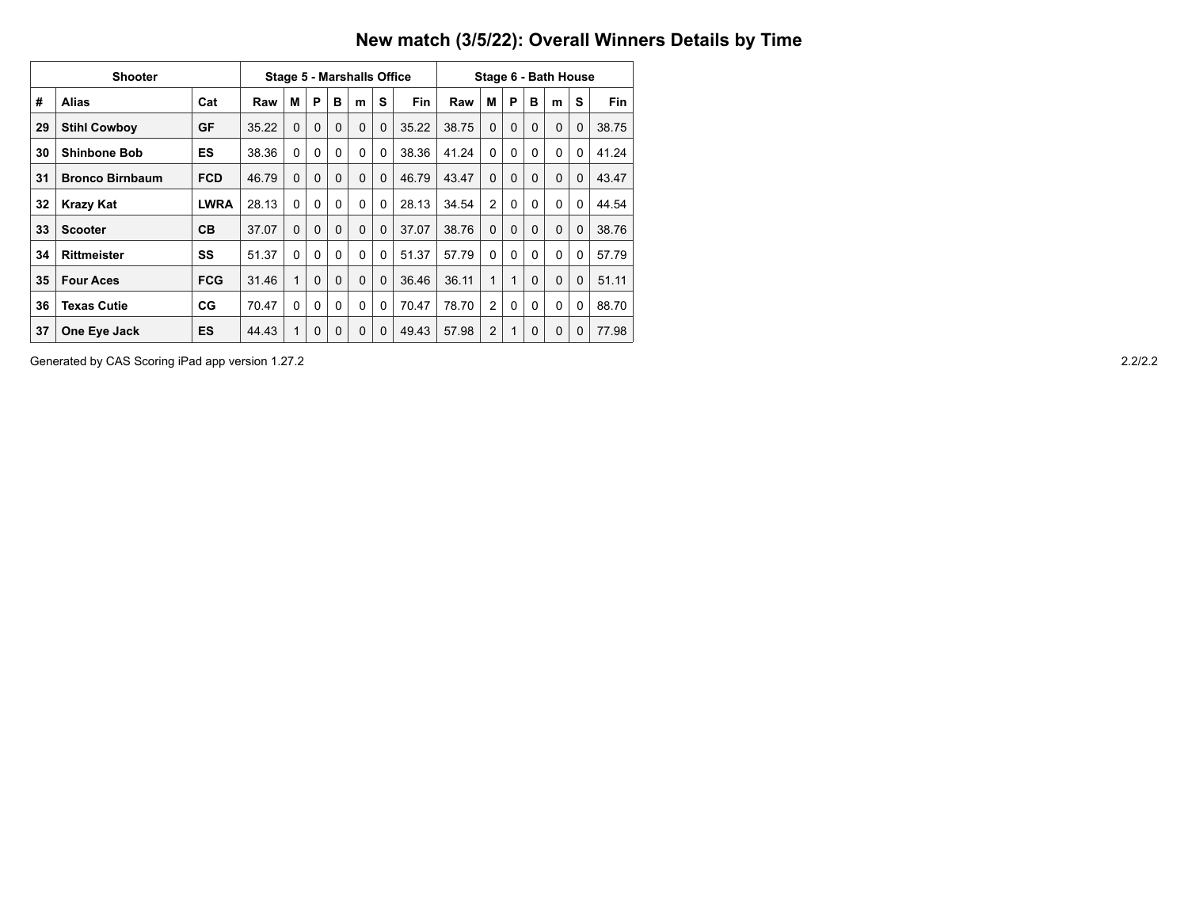# New match (3/5/22): Overall Winners Details by Time

| Shooter | | | Stage 5 - Marshalls Office | | | | | | | Stage 6 - Bath House | | | | | | |
|---|---|---|---|---|---|---|---|---|---|---|---|---|---|---|---|---|
| # | Alias | Cat | Raw | M | P | B | m | S | Fin | Raw | M | P | B | m | S | Fin |
| 29 | Stihl Cowboy | GF | 35.22 | 0 | 0 | 0 | 0 | 0 | 35.22 | 38.75 | 0 | 0 | 0 | 0 | 0 | 38.75 |
| 30 | Shinbone Bob | ES | 38.36 | 0 | 0 | 0 | 0 | 0 | 38.36 | 41.24 | 0 | 0 | 0 | 0 | 0 | 41.24 |
| 31 | Bronco Birnbaum | FCD | 46.79 | 0 | 0 | 0 | 0 | 0 | 46.79 | 43.47 | 0 | 0 | 0 | 0 | 0 | 43.47 |
| 32 | Krazy Kat | LWRA | 28.13 | 0 | 0 | 0 | 0 | 0 | 28.13 | 34.54 | 2 | 0 | 0 | 0 | 0 | 44.54 |
| 33 | Scooter | CB | 37.07 | 0 | 0 | 0 | 0 | 0 | 37.07 | 38.76 | 0 | 0 | 0 | 0 | 0 | 38.76 |
| 34 | Rittmeister | SS | 51.37 | 0 | 0 | 0 | 0 | 0 | 51.37 | 57.79 | 0 | 0 | 0 | 0 | 0 | 57.79 |
| 35 | Four Aces | FCG | 31.46 | 1 | 0 | 0 | 0 | 0 | 36.46 | 36.11 | 1 | 1 | 0 | 0 | 0 | 51.11 |
| 36 | Texas Cutie | CG | 70.47 | 0 | 0 | 0 | 0 | 0 | 70.47 | 78.70 | 2 | 0 | 0 | 0 | 0 | 88.70 |
| 37 | One Eye Jack | ES | 44.43 | 1 | 0 | 0 | 0 | 0 | 49.43 | 57.98 | 2 | 1 | 0 | 0 | 0 | 77.98 |

Generated by CAS Scoring iPad app version 1.27.2